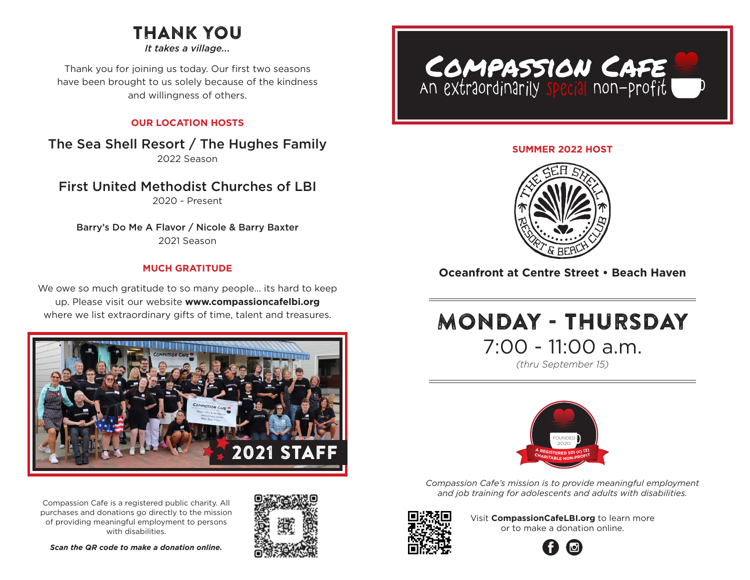# THANK YOU

*It takes a village...*

Thank you for joining us today. Our first two seasons have been brought to us solely because of the kindness and willingness of others.

### OUR LOCATION HOSTS

**The Sea Shell Resort / The Hughes Family**
2022 Season

**First United Methodist Churches of LBI**
2020 - Present

**Barry's Do Me A Flavor / Nicole & Barry Baxter**
2021 Season

### MUCH GRATITUDE

We owe so much gratitude to so many people... its hard to keep up. Please visit our website **www.compassioncafelbi.org** where we list extraordinary gifts of time, talent and treasures.

2021 STAFF

Compassion Cafe is a registered public charity. All purchases and donations go directly to the mission of providing meaningful employment to persons with disabilities.

***Scan the QR code to make a donation online.***

# Compassion Cafe

An extraordinarily special non-profit

### SUMMER 2022 HOST

THE SEA SHELL RESORT & BEACH CLUB

**Oceanfront at Centre Street • Beach Haven**

## MONDAY - THURSDAY

7:00 - 11:00 a.m.

*(thru September 15)*

FOUNDED 2020
A REGISTERED 501 (c) (3) CHARITABLE NON-PROFIT

*Compassion Cafe's mission is to provide meaningful employment and job training for adolescents and adults with disabilities.*

Visit **CompassionCafeLBI.org** to learn more or to make a donation online.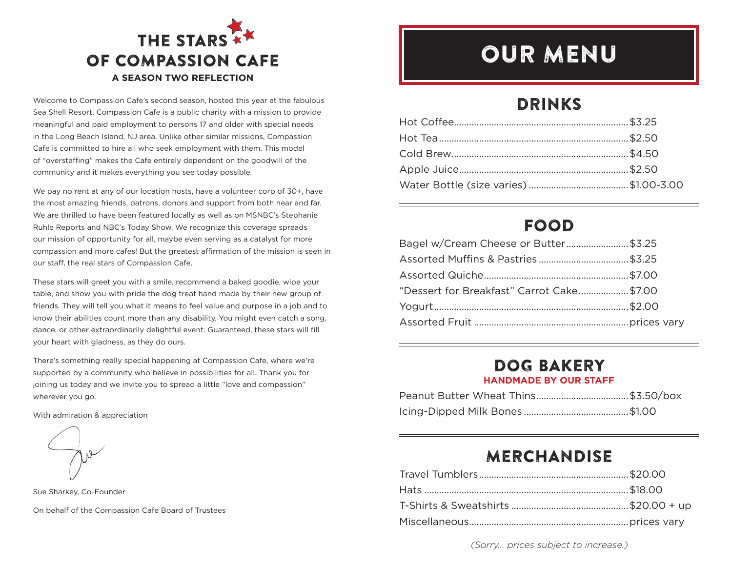# THE STARS OF COMPASSION CAFE

**A SEASON TWO REFLECTION**

Welcome to Compassion Cafe's second season, hosted this year at the fabulous Sea Shell Resort. Compassion Cafe is a public charity with a mission to provide meaningful and paid employment to persons 17 and older with special needs in the Long Beach Island, NJ area. Unlike other similar missions, Compassion Cafe is committed to hire all who seek employment with them. This model of "overstaffing" makes the Cafe entirely dependent on the goodwill of the community and it makes everything you see today possible.

We pay no rent at any of our location hosts, have a volunteer corp of 30+, have the most amazing friends, patrons, donors and support from both near and far. We are thrilled to have been featured locally as well as on MSNBC's Stephanie Ruhle Reports and NBC's Today Show. We recognize this coverage spreads our mission of opportunity for all, maybe even serving as a catalyst for more compassion and more cafes! But the greatest affirmation of the mission is seen in our staff, the real stars of Compassion Cafe.

These stars will greet you with a smile, recommend a baked goodie, wipe your table, and show you with pride the dog treat hand made by their new group of friends. They will tell you what it means to feel value and purpose in a job and to know their abilities count more than any disability. You might even catch a song, dance, or other extraordinarily delightful event. Guaranteed, these stars will fill your heart with gladness, as they do ours.

There's something really special happening at Compassion Cafe, where we're supported by a community who believe in possibilities for all. Thank you for joining us today and we invite you to spread a little "love and compassion" wherever you go.

With admiration & appreciation

Sue Sharkey, Co-Founder

On behalf of the Compassion Cafe Board of Trustees

# OUR MENU

## DRINKS

| | |
|---|---|
| Hot Coffee | $3.25 |
| Hot Tea | $2.50 |
| Cold Brew | $4.50 |
| Apple Juice | $2.50 |
| Water Bottle (size varies) | $1.00-3.00 |

## FOOD

| | |
|---|---|
| Bagel w/Cream Cheese or Butter | $3.25 |
| Assorted Muffins & Pastries | $3.25 |
| Assorted Quiche | $7.00 |
| "Dessert for Breakfast" Carrot Cake | $7.00 |
| Yogurt | $2.00 |
| Assorted Fruit | prices vary |

## DOG BAKERY

**HANDMADE BY OUR STAFF**

| | |
|---|---|
| Peanut Butter Wheat Thins | $3.50/box |
| Icing-Dipped Milk Bones | $1.00 |

## MERCHANDISE

| | |
|---|---|
| Travel Tumblers | $20.00 |
| Hats | $18.00 |
| T-Shirts & Sweatshirts | $20.00 + up |
| Miscellaneous | prices vary |

*(Sorry… prices subject to increase.)*